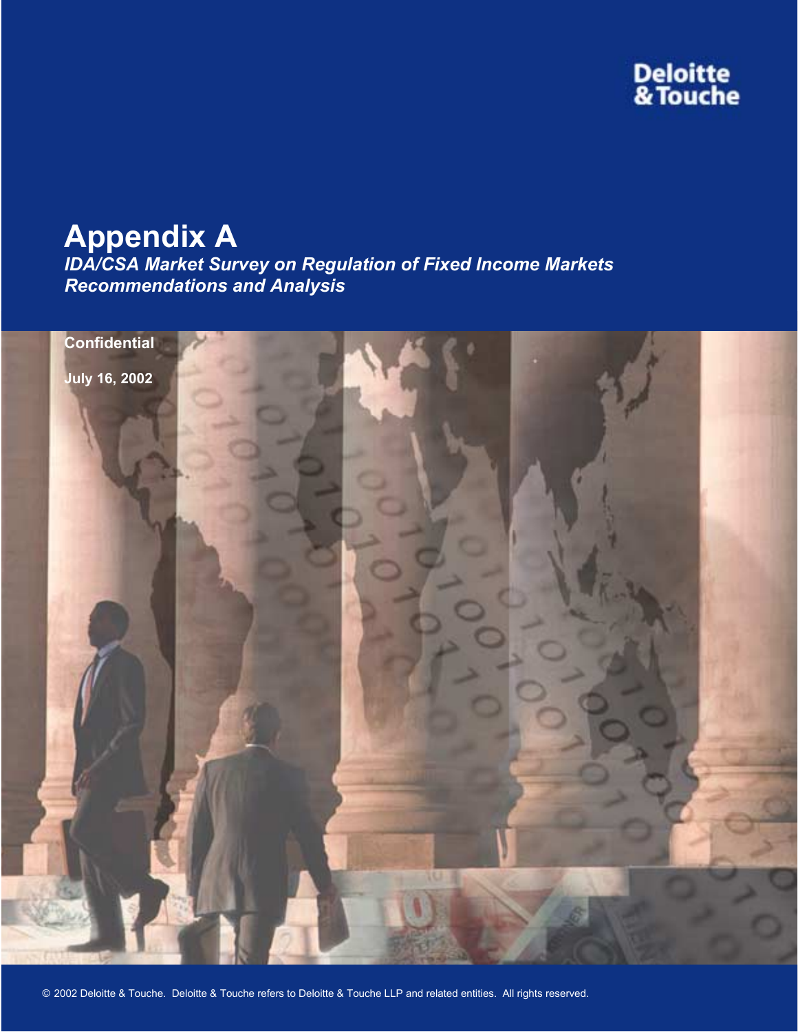Deloitte & Touche

# Appendix A

***IDA/CSA Market Survey on Regulation of Fixed Income Markets Recommendations and Analysis***

**Confidential**

**July 16, 2002**

© 2002 Deloitte & Touche. Deloitte & Touche refers to Deloitte & Touche LLP and related entities. All rights reserved.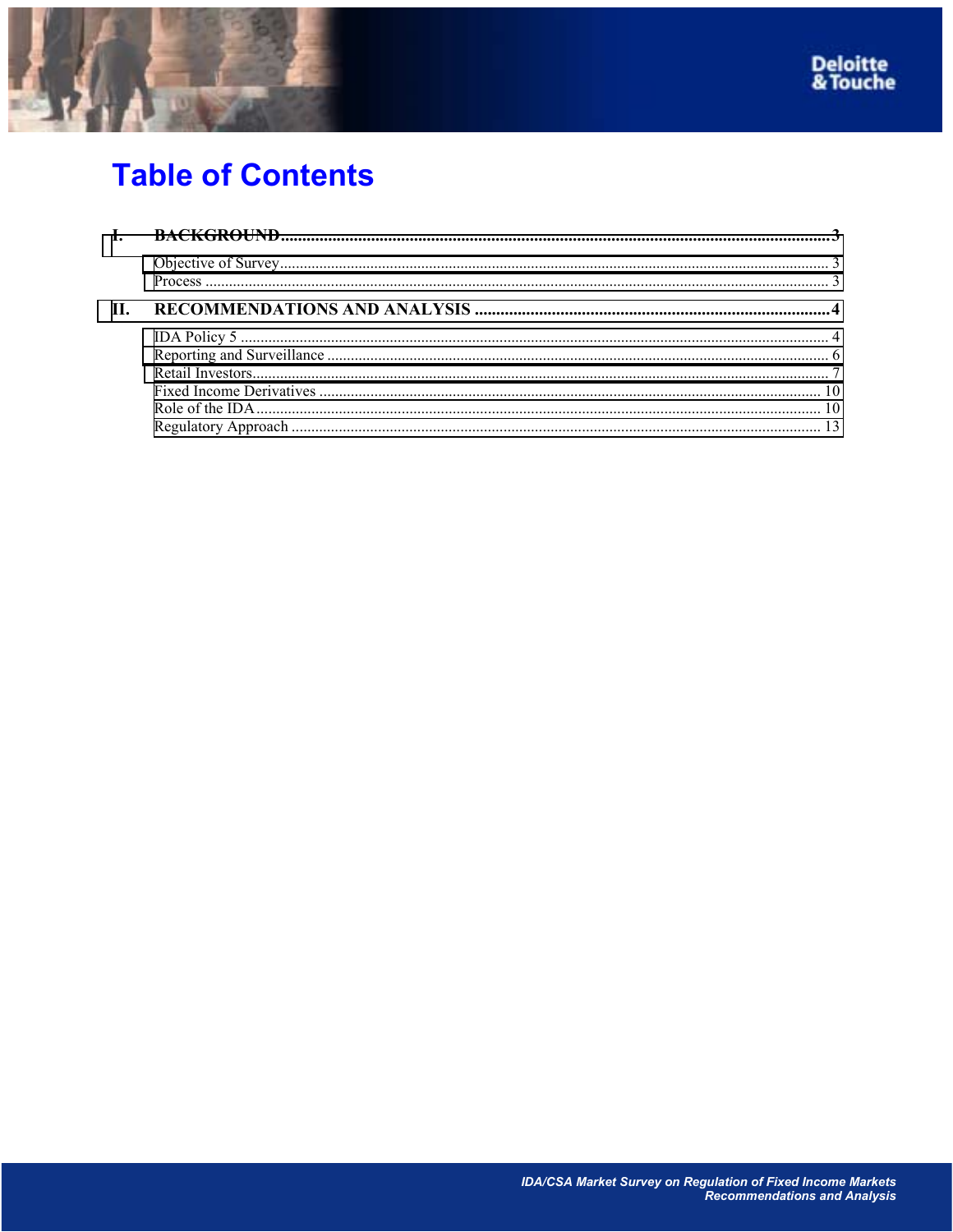# Table of Contents

- **I. BACKGROUND** ........................................................ **3**
  - Objective of Survey ........................................................ 3
  - Process ........................................................ 3
- **II. RECOMMENDATIONS AND ANALYSIS** ........................................................ **4**
  - IDA Policy 5 ........................................................ 4
  - Reporting and Surveillance ........................................................ 6
  - Retail Investors ........................................................ 7
  - Fixed Income Derivatives ........................................................ 10
  - Role of the IDA ........................................................ 10
  - Regulatory Approach ........................................................ 13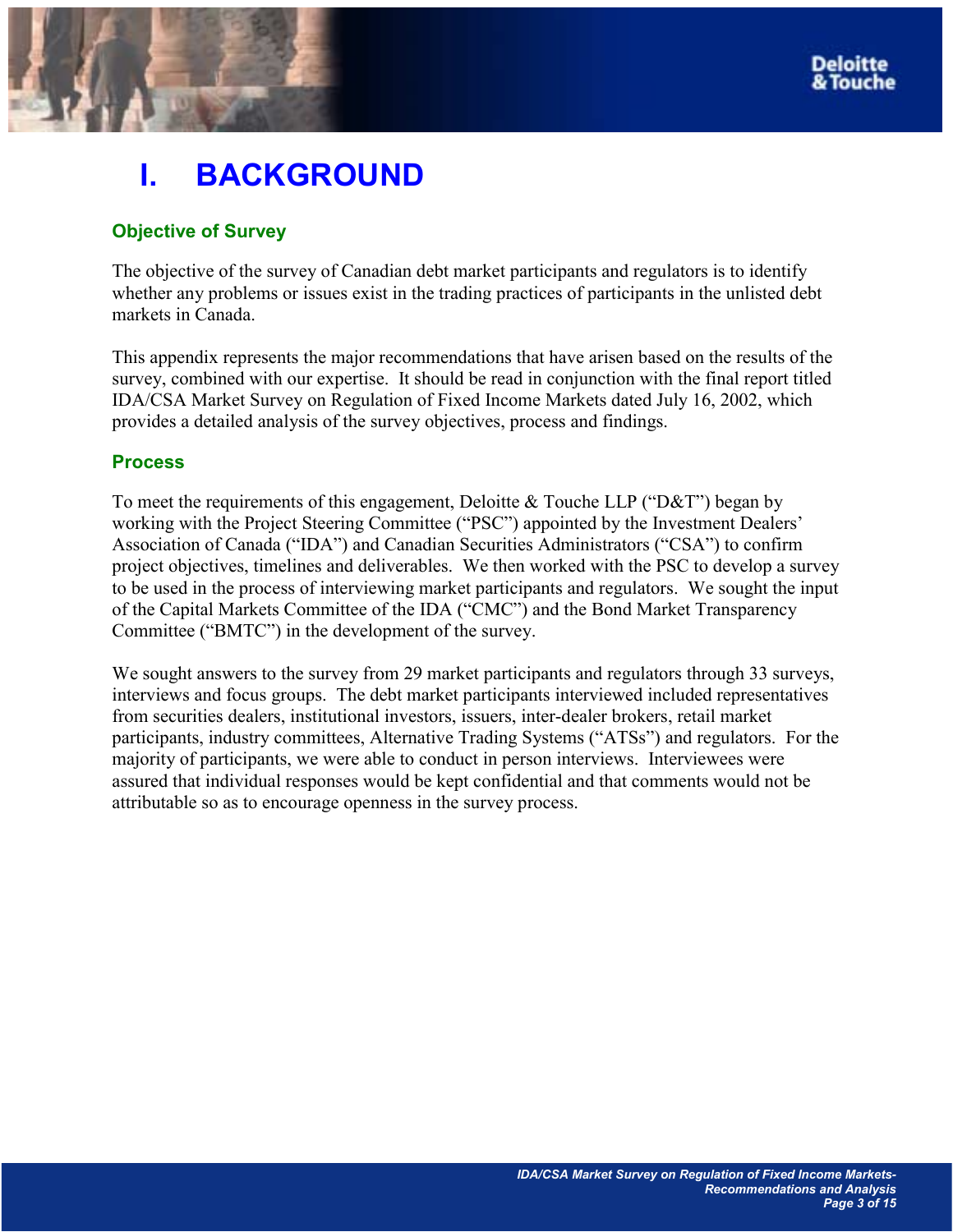# I. BACKGROUND

## Objective of Survey

The objective of the survey of Canadian debt market participants and regulators is to identify whether any problems or issues exist in the trading practices of participants in the unlisted debt markets in Canada.

This appendix represents the major recommendations that have arisen based on the results of the survey, combined with our expertise. It should be read in conjunction with the final report titled IDA/CSA Market Survey on Regulation of Fixed Income Markets dated July 16, 2002, which provides a detailed analysis of the survey objectives, process and findings.

## Process

To meet the requirements of this engagement, Deloitte & Touche LLP ("D&T") began by working with the Project Steering Committee ("PSC") appointed by the Investment Dealers' Association of Canada ("IDA") and Canadian Securities Administrators ("CSA") to confirm project objectives, timelines and deliverables. We then worked with the PSC to develop a survey to be used in the process of interviewing market participants and regulators. We sought the input of the Capital Markets Committee of the IDA ("CMC") and the Bond Market Transparency Committee ("BMTC") in the development of the survey.

We sought answers to the survey from 29 market participants and regulators through 33 surveys, interviews and focus groups. The debt market participants interviewed included representatives from securities dealers, institutional investors, issuers, inter-dealer brokers, retail market participants, industry committees, Alternative Trading Systems ("ATSs") and regulators. For the majority of participants, we were able to conduct in person interviews. Interviewees were assured that individual responses would be kept confidential and that comments would not be attributable so as to encourage openness in the survey process.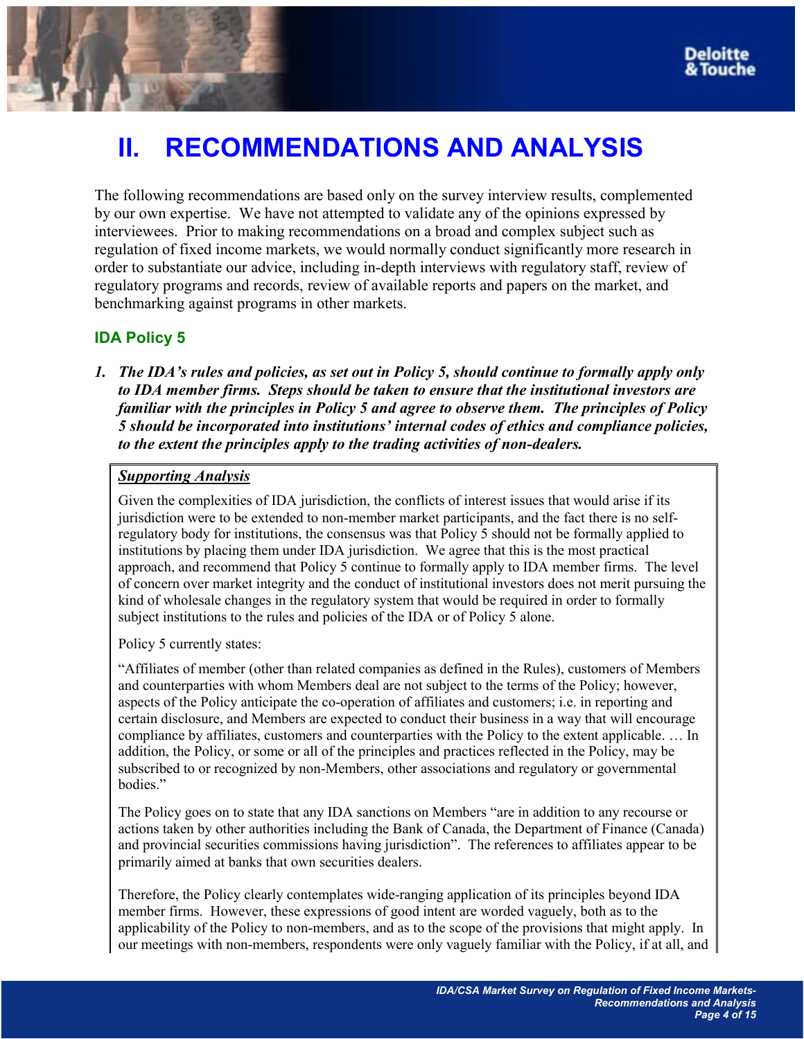# II. RECOMMENDATIONS AND ANALYSIS

The following recommendations are based only on the survey interview results, complemented by our own expertise. We have not attempted to validate any of the opinions expressed by interviewees. Prior to making recommendations on a broad and complex subject such as regulation of fixed income markets, we would normally conduct significantly more research in order to substantiate our advice, including in-depth interviews with regulatory staff, review of regulatory programs and records, review of available reports and papers on the market, and benchmarking against programs in other markets.

## IDA Policy 5

***1. The IDA's rules and policies, as set out in Policy 5, should continue to formally apply only to IDA member firms. Steps should be taken to ensure that the institutional investors are familiar with the principles in Policy 5 and agree to observe them. The principles of Policy 5 should be incorporated into institutions' internal codes of ethics and compliance policies, to the extent the principles apply to the trading activities of non-dealers.***

***Supporting Analysis***

Given the complexities of IDA jurisdiction, the conflicts of interest issues that would arise if its jurisdiction were to be extended to non-member market participants, and the fact there is no self-regulatory body for institutions, the consensus was that Policy 5 should not be formally applied to institutions by placing them under IDA jurisdiction. We agree that this is the most practical approach, and recommend that Policy 5 continue to formally apply to IDA member firms. The level of concern over market integrity and the conduct of institutional investors does not merit pursuing the kind of wholesale changes in the regulatory system that would be required in order to formally subject institutions to the rules and policies of the IDA or of Policy 5 alone.

Policy 5 currently states:

"Affiliates of member (other than related companies as defined in the Rules), customers of Members and counterparties with whom Members deal are not subject to the terms of the Policy; however, aspects of the Policy anticipate the co-operation of affiliates and customers; i.e. in reporting and certain disclosure, and Members are expected to conduct their business in a way that will encourage compliance by affiliates, customers and counterparties with the Policy to the extent applicable. … In addition, the Policy, or some or all of the principles and practices reflected in the Policy, may be subscribed to or recognized by non-Members, other associations and regulatory or governmental bodies."

The Policy goes on to state that any IDA sanctions on Members "are in addition to any recourse or actions taken by other authorities including the Bank of Canada, the Department of Finance (Canada) and provincial securities commissions having jurisdiction". The references to affiliates appear to be primarily aimed at banks that own securities dealers.

Therefore, the Policy clearly contemplates wide-ranging application of its principles beyond IDA member firms. However, these expressions of good intent are worded vaguely, both as to the applicability of the Policy to non-members, and as to the scope of the provisions that might apply. In our meetings with non-members, respondents were only vaguely familiar with the Policy, if at all, and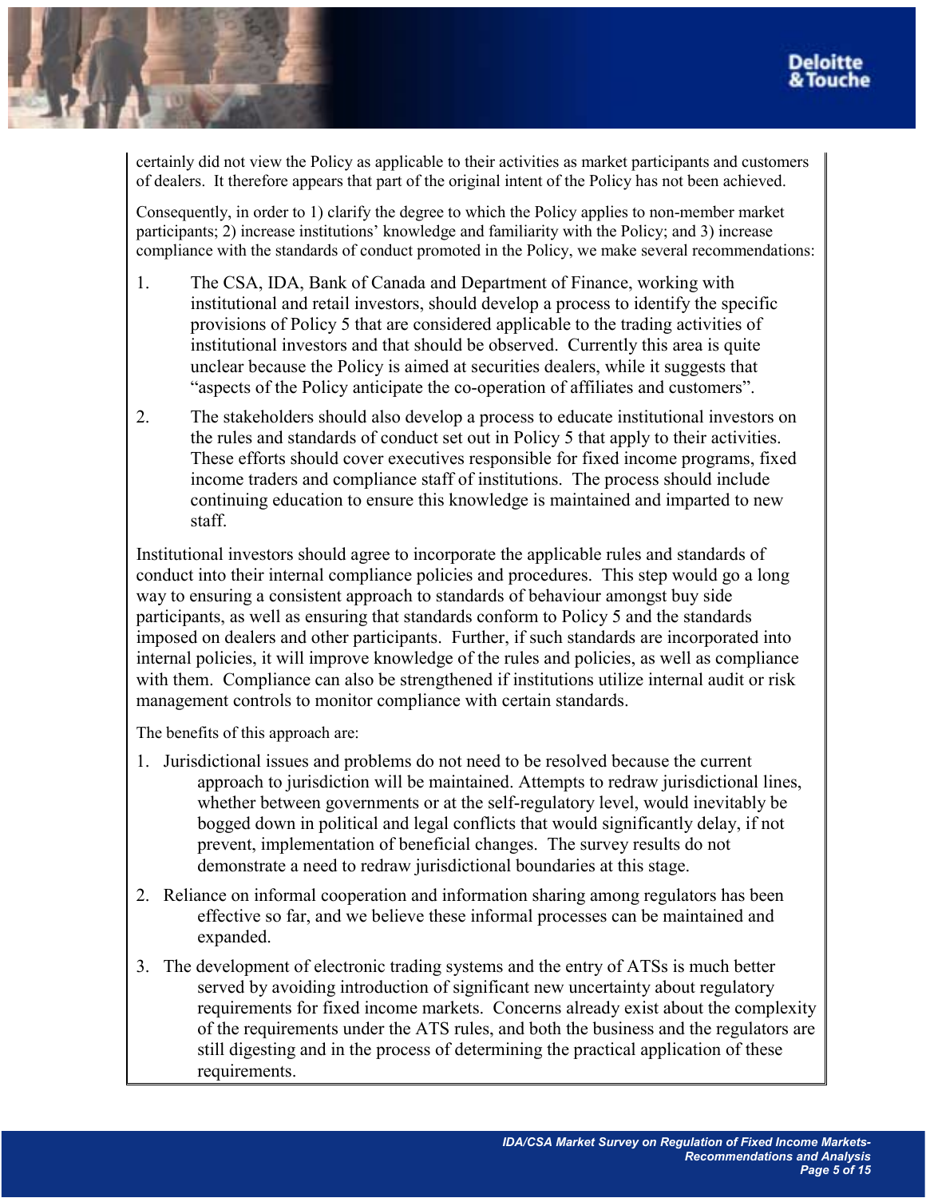certainly did not view the Policy as applicable to their activities as market participants and customers of dealers. It therefore appears that part of the original intent of the Policy has not been achieved.

Consequently, in order to 1) clarify the degree to which the Policy applies to non-member market participants; 2) increase institutions' knowledge and familiarity with the Policy; and 3) increase compliance with the standards of conduct promoted in the Policy, we make several recommendations:

1. The CSA, IDA, Bank of Canada and Department of Finance, working with institutional and retail investors, should develop a process to identify the specific provisions of Policy 5 that are considered applicable to the trading activities of institutional investors and that should be observed. Currently this area is quite unclear because the Policy is aimed at securities dealers, while it suggests that "aspects of the Policy anticipate the co-operation of affiliates and customers".

2. The stakeholders should also develop a process to educate institutional investors on the rules and standards of conduct set out in Policy 5 that apply to their activities. These efforts should cover executives responsible for fixed income programs, fixed income traders and compliance staff of institutions. The process should include continuing education to ensure this knowledge is maintained and imparted to new staff.

Institutional investors should agree to incorporate the applicable rules and standards of conduct into their internal compliance policies and procedures. This step would go a long way to ensuring a consistent approach to standards of behaviour amongst buy side participants, as well as ensuring that standards conform to Policy 5 and the standards imposed on dealers and other participants. Further, if such standards are incorporated into internal policies, it will improve knowledge of the rules and policies, as well as compliance with them. Compliance can also be strengthened if institutions utilize internal audit or risk management controls to monitor compliance with certain standards.

The benefits of this approach are:

1. Jurisdictional issues and problems do not need to be resolved because the current approach to jurisdiction will be maintained. Attempts to redraw jurisdictional lines, whether between governments or at the self-regulatory level, would inevitably be bogged down in political and legal conflicts that would significantly delay, if not prevent, implementation of beneficial changes. The survey results do not demonstrate a need to redraw jurisdictional boundaries at this stage.

2. Reliance on informal cooperation and information sharing among regulators has been effective so far, and we believe these informal processes can be maintained and expanded.

3. The development of electronic trading systems and the entry of ATSs is much better served by avoiding introduction of significant new uncertainty about regulatory requirements for fixed income markets. Concerns already exist about the complexity of the requirements under the ATS rules, and both the business and the regulators are still digesting and in the process of determining the practical application of these requirements.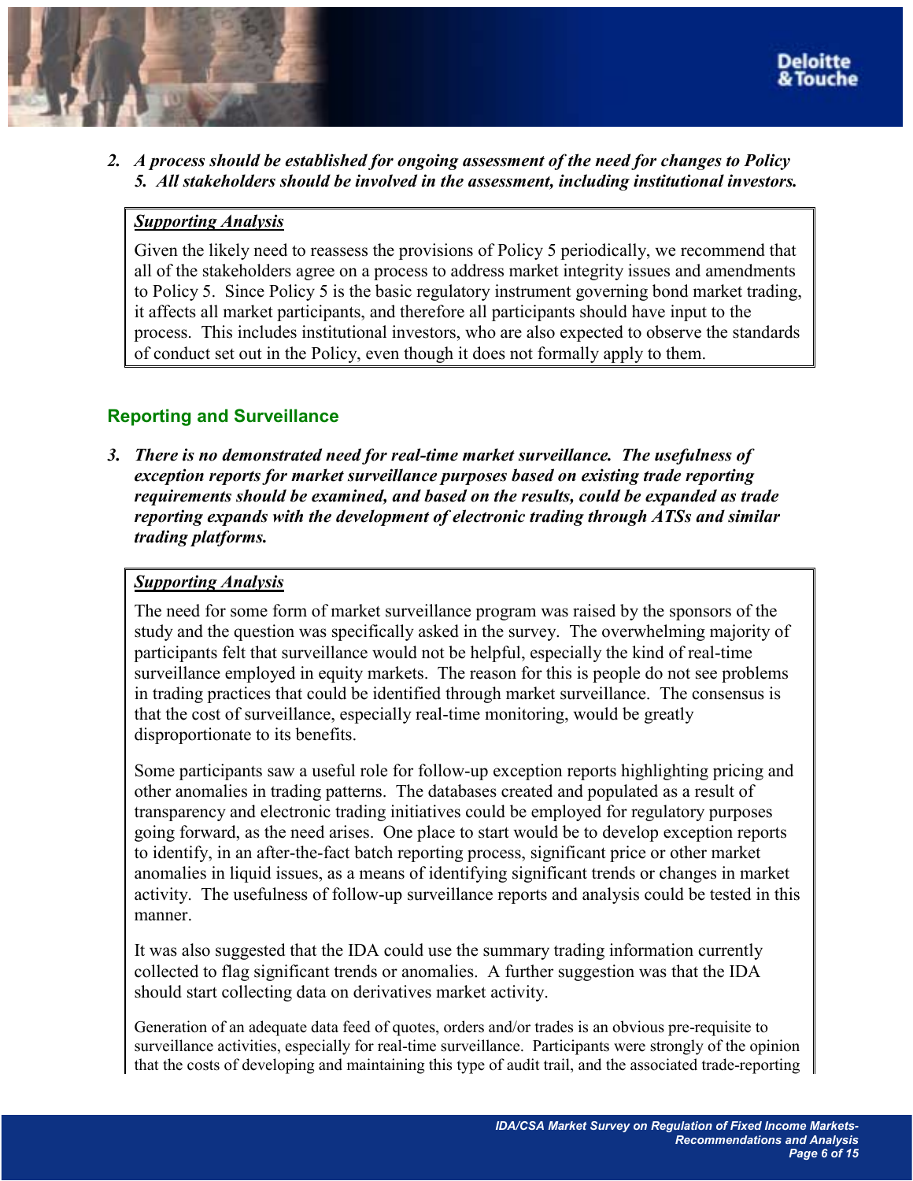2. ***A process should be established for ongoing assessment of the need for changes to Policy 5. All stakeholders should be involved in the assessment, including institutional investors.***

> ***Supporting Analysis***
>
> Given the likely need to reassess the provisions of Policy 5 periodically, we recommend that all of the stakeholders agree on a process to address market integrity issues and amendments to Policy 5. Since Policy 5 is the basic regulatory instrument governing bond market trading, it affects all market participants, and therefore all participants should have input to the process. This includes institutional investors, who are also expected to observe the standards of conduct set out in the Policy, even though it does not formally apply to them.

## Reporting and Surveillance

3. ***There is no demonstrated need for real-time market surveillance. The usefulness of exception reports for market surveillance purposes based on existing trade reporting requirements should be examined, and based on the results, could be expanded as trade reporting expands with the development of electronic trading through ATSs and similar trading platforms.***

> ***Supporting Analysis***
>
> The need for some form of market surveillance program was raised by the sponsors of the study and the question was specifically asked in the survey. The overwhelming majority of participants felt that surveillance would not be helpful, especially the kind of real-time surveillance employed in equity markets. The reason for this is people do not see problems in trading practices that could be identified through market surveillance. The consensus is that the cost of surveillance, especially real-time monitoring, would be greatly disproportionate to its benefits.
>
> Some participants saw a useful role for follow-up exception reports highlighting pricing and other anomalies in trading patterns. The databases created and populated as a result of transparency and electronic trading initiatives could be employed for regulatory purposes going forward, as the need arises. One place to start would be to develop exception reports to identify, in an after-the-fact batch reporting process, significant price or other market anomalies in liquid issues, as a means of identifying significant trends or changes in market activity. The usefulness of follow-up surveillance reports and analysis could be tested in this manner.
>
> It was also suggested that the IDA could use the summary trading information currently collected to flag significant trends or anomalies. A further suggestion was that the IDA should start collecting data on derivatives market activity.
>
> Generation of an adequate data feed of quotes, orders and/or trades is an obvious pre-requisite to surveillance activities, especially for real-time surveillance. Participants were strongly of the opinion that the costs of developing and maintaining this type of audit trail, and the associated trade-reporting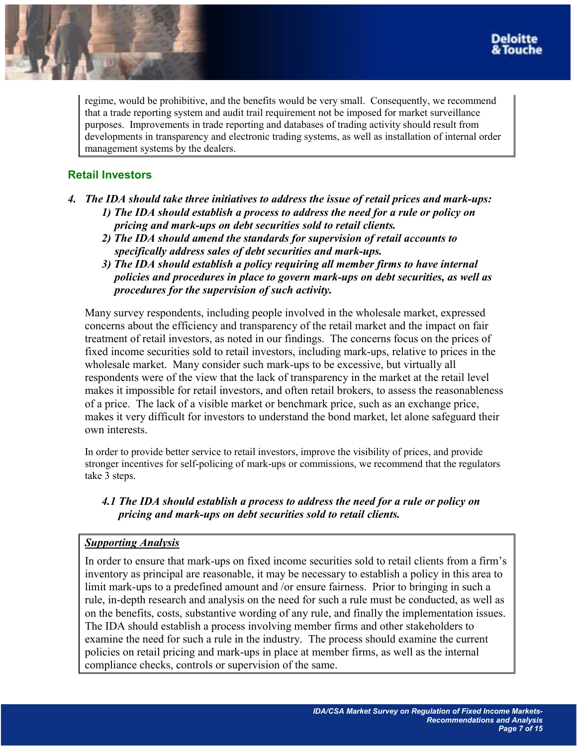regime, would be prohibitive, and the benefits would be very small. Consequently, we recommend that a trade reporting system and audit trail requirement not be imposed for market surveillance purposes. Improvements in trade reporting and databases of trading activity should result from developments in transparency and electronic trading systems, as well as installation of internal order management systems by the dealers.

## Retail Investors

**4. *The IDA should take three initiatives to address the issue of retail prices and mark-ups:***

   ***1) The IDA should establish a process to address the need for a rule or policy on pricing and mark-ups on debt securities sold to retail clients.***

   ***2) The IDA should amend the standards for supervision of retail accounts to specifically address sales of debt securities and mark-ups.***

   ***3) The IDA should establish a policy requiring all member firms to have internal policies and procedures in place to govern mark-ups on debt securities, as well as procedures for the supervision of such activity.***

Many survey respondents, including people involved in the wholesale market, expressed concerns about the efficiency and transparency of the retail market and the impact on fair treatment of retail investors, as noted in our findings. The concerns focus on the prices of fixed income securities sold to retail investors, including mark-ups, relative to prices in the wholesale market. Many consider such mark-ups to be excessive, but virtually all respondents were of the view that the lack of transparency in the market at the retail level makes it impossible for retail investors, and often retail brokers, to assess the reasonableness of a price. The lack of a visible market or benchmark price, such as an exchange price, makes it very difficult for investors to understand the bond market, let alone safeguard their own interests.

In order to provide better service to retail investors, improve the visibility of prices, and provide stronger incentives for self-policing of mark-ups or commissions, we recommend that the regulators take 3 steps.

***4.1 The IDA should establish a process to address the need for a rule or policy on pricing and mark-ups on debt securities sold to retail clients.***

***Supporting Analysis***

In order to ensure that mark-ups on fixed income securities sold to retail clients from a firm's inventory as principal are reasonable, it may be necessary to establish a policy in this area to limit mark-ups to a predefined amount and /or ensure fairness. Prior to bringing in such a rule, in-depth research and analysis on the need for such a rule must be conducted, as well as on the benefits, costs, substantive wording of any rule, and finally the implementation issues. The IDA should establish a process involving member firms and other stakeholders to examine the need for such a rule in the industry. The process should examine the current policies on retail pricing and mark-ups in place at member firms, as well as the internal compliance checks, controls or supervision of the same.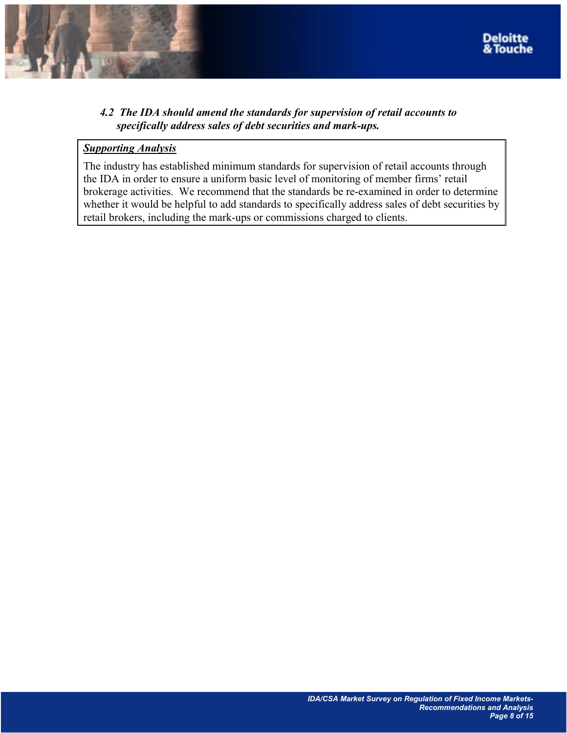### *4.2 The IDA should amend the standards for supervision of retail accounts to specifically address sales of debt securities and mark-ups.*

***Supporting Analysis***

The industry has established minimum standards for supervision of retail accounts through the IDA in order to ensure a uniform basic level of monitoring of member firms' retail brokerage activities. We recommend that the standards be re-examined in order to determine whether it would be helpful to add standards to specifically address sales of debt securities by retail brokers, including the mark-ups or commissions charged to clients.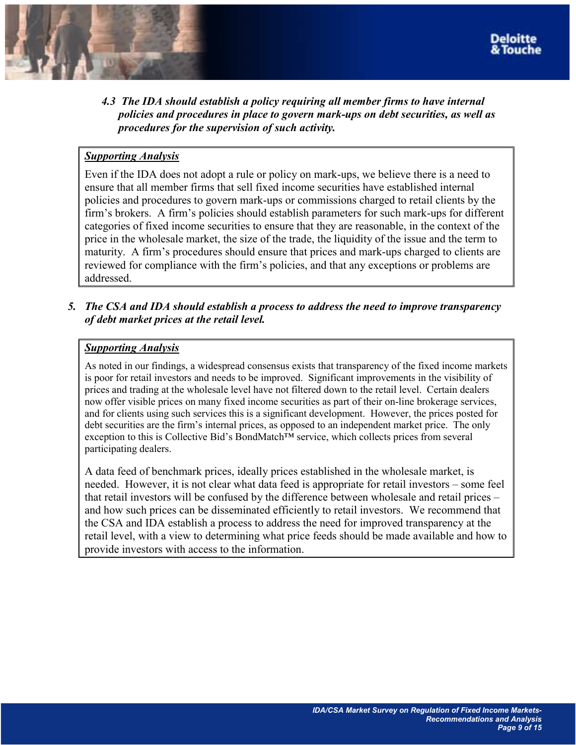***4.3 The IDA should establish a policy requiring all member firms to have internal policies and procedures in place to govern mark-ups on debt securities, as well as procedures for the supervision of such activity.***

***Supporting Analysis***

Even if the IDA does not adopt a rule or policy on mark-ups, we believe there is a need to ensure that all member firms that sell fixed income securities have established internal policies and procedures to govern mark-ups or commissions charged to retail clients by the firm's brokers. A firm's policies should establish parameters for such mark-ups for different categories of fixed income securities to ensure that they are reasonable, in the context of the price in the wholesale market, the size of the trade, the liquidity of the issue and the term to maturity. A firm's procedures should ensure that prices and mark-ups charged to clients are reviewed for compliance with the firm's policies, and that any exceptions or problems are addressed.

***5. The CSA and IDA should establish a process to address the need to improve transparency of debt market prices at the retail level.***

***Supporting Analysis***

As noted in our findings, a widespread consensus exists that transparency of the fixed income markets is poor for retail investors and needs to be improved. Significant improvements in the visibility of prices and trading at the wholesale level have not filtered down to the retail level. Certain dealers now offer visible prices on many fixed income securities as part of their on-line brokerage services, and for clients using such services this is a significant development. However, the prices posted for debt securities are the firm's internal prices, as opposed to an independent market price. The only exception to this is Collective Bid's BondMatch™ service, which collects prices from several participating dealers.

A data feed of benchmark prices, ideally prices established in the wholesale market, is needed. However, it is not clear what data feed is appropriate for retail investors – some feel that retail investors will be confused by the difference between wholesale and retail prices – and how such prices can be disseminated efficiently to retail investors. We recommend that the CSA and IDA establish a process to address the need for improved transparency at the retail level, with a view to determining what price feeds should be made available and how to provide investors with access to the information.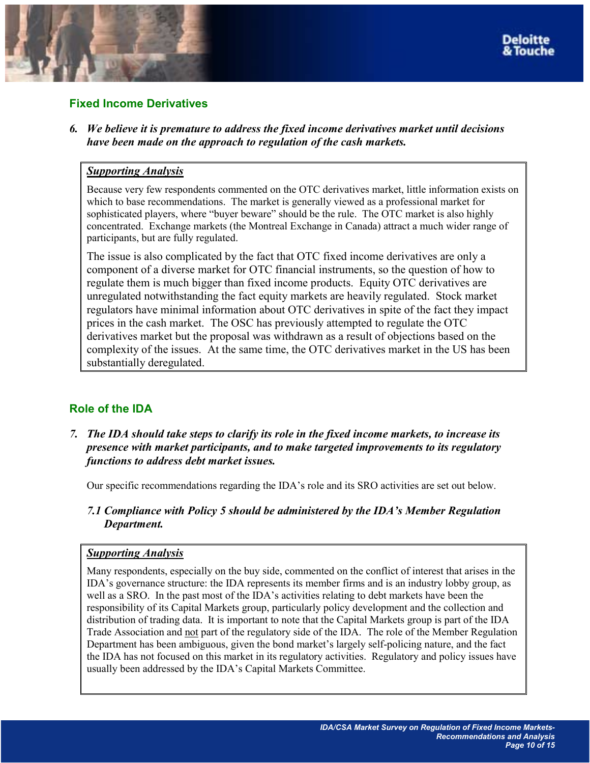## Fixed Income Derivatives

***6. We believe it is premature to address the fixed income derivatives market until decisions have been made on the approach to regulation of the cash markets.***

***Supporting Analysis***

Because very few respondents commented on the OTC derivatives market, little information exists on which to base recommendations. The market is generally viewed as a professional market for sophisticated players, where "buyer beware" should be the rule. The OTC market is also highly concentrated. Exchange markets (the Montreal Exchange in Canada) attract a much wider range of participants, but are fully regulated.

The issue is also complicated by the fact that OTC fixed income derivatives are only a component of a diverse market for OTC financial instruments, so the question of how to regulate them is much bigger than fixed income products. Equity OTC derivatives are unregulated notwithstanding the fact equity markets are heavily regulated. Stock market regulators have minimal information about OTC derivatives in spite of the fact they impact prices in the cash market. The OSC has previously attempted to regulate the OTC derivatives market but the proposal was withdrawn as a result of objections based on the complexity of the issues. At the same time, the OTC derivatives market in the US has been substantially deregulated.

## Role of the IDA

***7. The IDA should take steps to clarify its role in the fixed income markets, to increase its presence with market participants, and to make targeted improvements to its regulatory functions to address debt market issues.***

Our specific recommendations regarding the IDA's role and its SRO activities are set out below.

***7.1 Compliance with Policy 5 should be administered by the IDA's Member Regulation Department.***

***Supporting Analysis***

Many respondents, especially on the buy side, commented on the conflict of interest that arises in the IDA's governance structure: the IDA represents its member firms and is an industry lobby group, as well as a SRO. In the past most of the IDA's activities relating to debt markets have been the responsibility of its Capital Markets group, particularly policy development and the collection and distribution of trading data. It is important to note that the Capital Markets group is part of the IDA Trade Association and not part of the regulatory side of the IDA. The role of the Member Regulation Department has been ambiguous, given the bond market's largely self-policing nature, and the fact the IDA has not focused on this market in its regulatory activities. Regulatory and policy issues have usually been addressed by the IDA's Capital Markets Committee.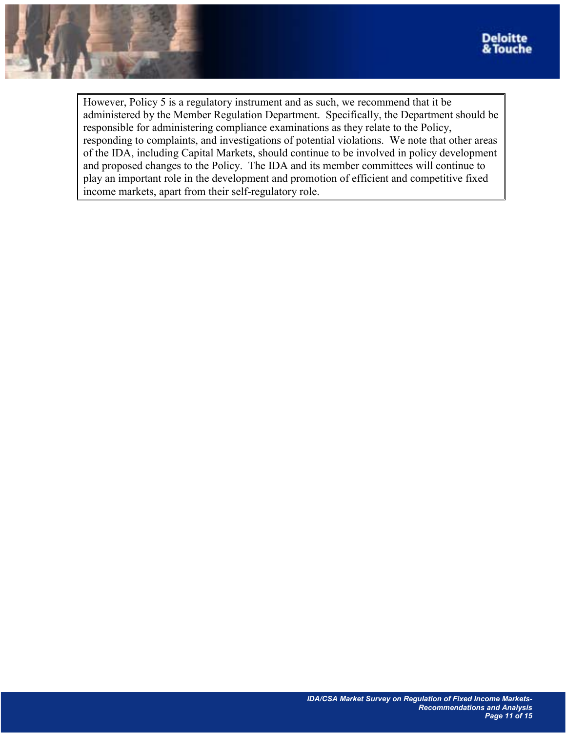However, Policy 5 is a regulatory instrument and as such, we recommend that it be administered by the Member Regulation Department. Specifically, the Department should be responsible for administering compliance examinations as they relate to the Policy, responding to complaints, and investigations of potential violations. We note that other areas of the IDA, including Capital Markets, should continue to be involved in policy development and proposed changes to the Policy. The IDA and its member committees will continue to play an important role in the development and promotion of efficient and competitive fixed income markets, apart from their self-regulatory role.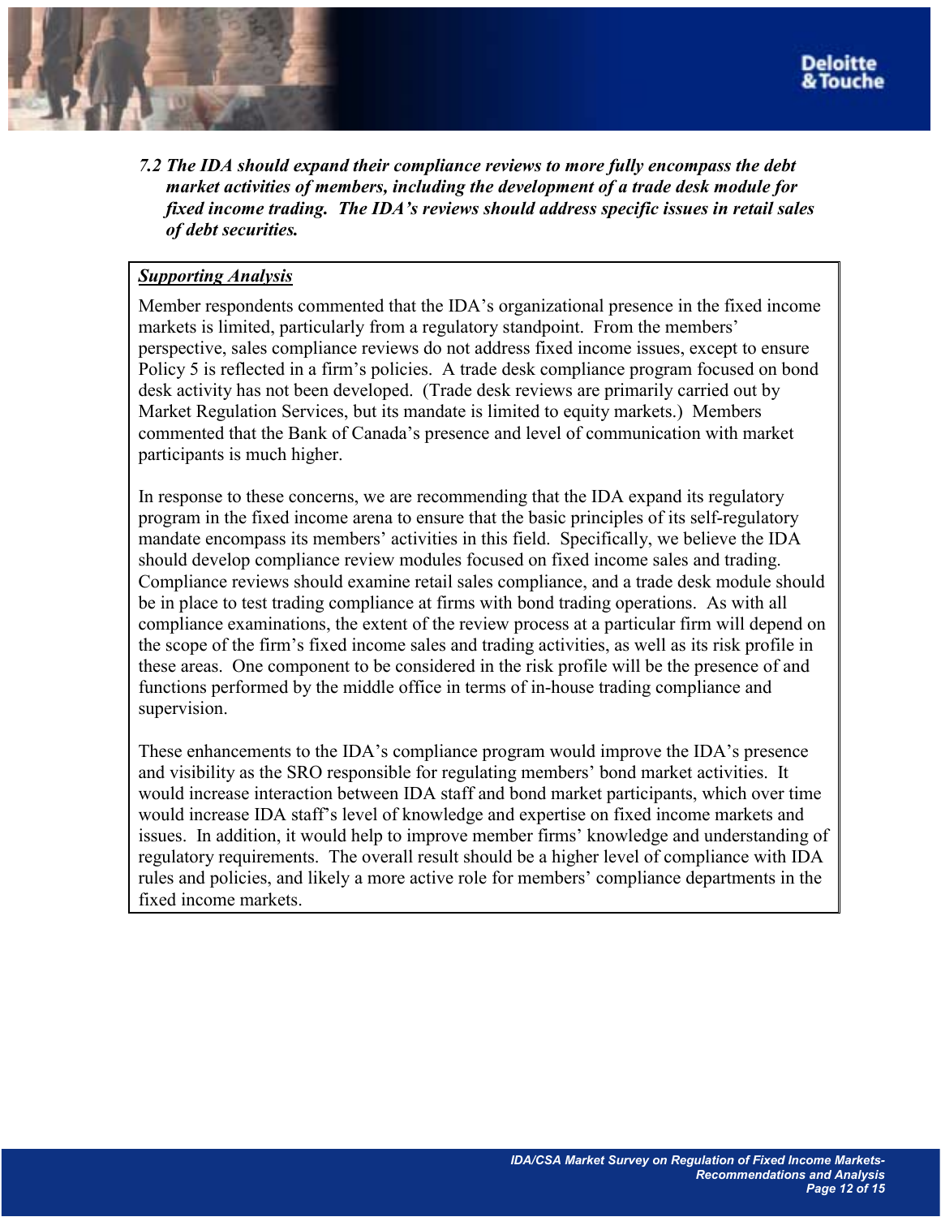*7.2 The IDA should expand their compliance reviews to more fully encompass the debt market activities of members, including the development of a trade desk module for fixed income trading. The IDA's reviews should address specific issues in retail sales of debt securities.*

***Supporting Analysis***

Member respondents commented that the IDA's organizational presence in the fixed income markets is limited, particularly from a regulatory standpoint. From the members' perspective, sales compliance reviews do not address fixed income issues, except to ensure Policy 5 is reflected in a firm's policies. A trade desk compliance program focused on bond desk activity has not been developed. (Trade desk reviews are primarily carried out by Market Regulation Services, but its mandate is limited to equity markets.) Members commented that the Bank of Canada's presence and level of communication with market participants is much higher.

In response to these concerns, we are recommending that the IDA expand its regulatory program in the fixed income arena to ensure that the basic principles of its self-regulatory mandate encompass its members' activities in this field. Specifically, we believe the IDA should develop compliance review modules focused on fixed income sales and trading. Compliance reviews should examine retail sales compliance, and a trade desk module should be in place to test trading compliance at firms with bond trading operations. As with all compliance examinations, the extent of the review process at a particular firm will depend on the scope of the firm's fixed income sales and trading activities, as well as its risk profile in these areas. One component to be considered in the risk profile will be the presence of and functions performed by the middle office in terms of in-house trading compliance and supervision.

These enhancements to the IDA's compliance program would improve the IDA's presence and visibility as the SRO responsible for regulating members' bond market activities. It would increase interaction between IDA staff and bond market participants, which over time would increase IDA staff's level of knowledge and expertise on fixed income markets and issues. In addition, it would help to improve member firms' knowledge and understanding of regulatory requirements. The overall result should be a higher level of compliance with IDA rules and policies, and likely a more active role for members' compliance departments in the fixed income markets.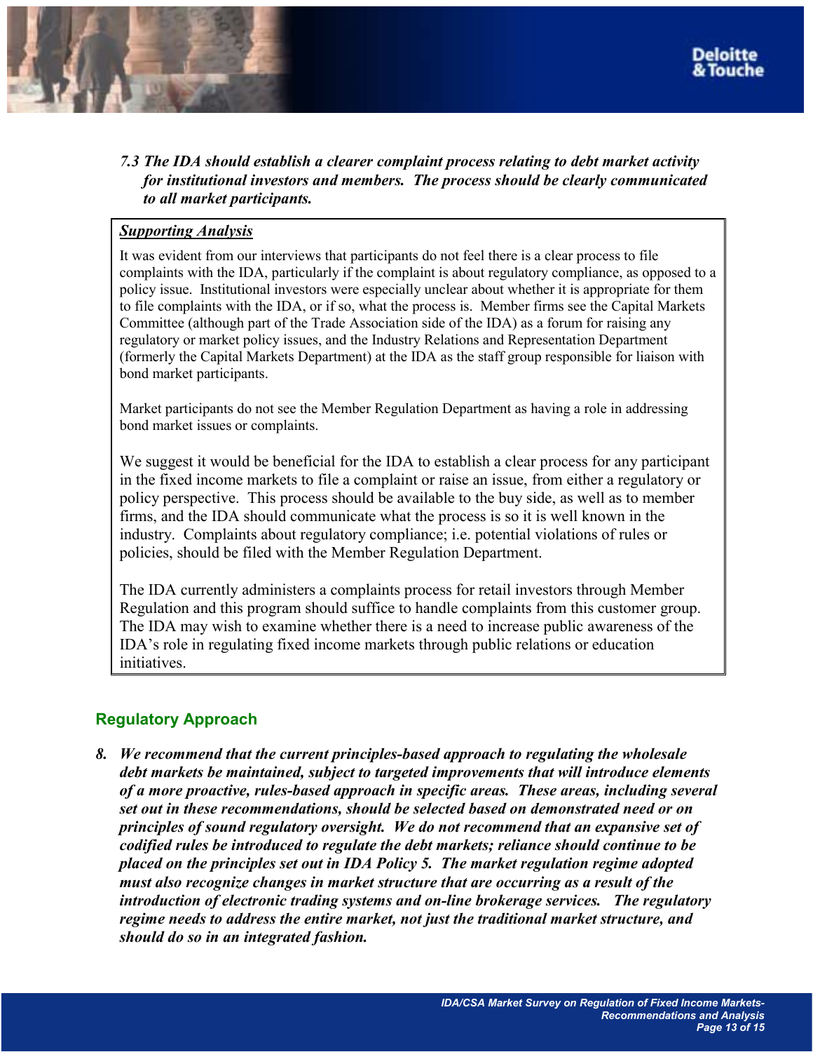*7.3 The IDA should establish a clearer complaint process relating to debt market activity for institutional investors and members. The process should be clearly communicated to all market participants.*

***Supporting Analysis***

It was evident from our interviews that participants do not feel there is a clear process to file complaints with the IDA, particularly if the complaint is about regulatory compliance, as opposed to a policy issue. Institutional investors were especially unclear about whether it is appropriate for them to file complaints with the IDA, or if so, what the process is. Member firms see the Capital Markets Committee (although part of the Trade Association side of the IDA) as a forum for raising any regulatory or market policy issues, and the Industry Relations and Representation Department (formerly the Capital Markets Department) at the IDA as the staff group responsible for liaison with bond market participants.

Market participants do not see the Member Regulation Department as having a role in addressing bond market issues or complaints.

We suggest it would be beneficial for the IDA to establish a clear process for any participant in the fixed income markets to file a complaint or raise an issue, from either a regulatory or policy perspective. This process should be available to the buy side, as well as to member firms, and the IDA should communicate what the process is so it is well known in the industry. Complaints about regulatory compliance; i.e. potential violations of rules or policies, should be filed with the Member Regulation Department.

The IDA currently administers a complaints process for retail investors through Member Regulation and this program should suffice to handle complaints from this customer group. The IDA may wish to examine whether there is a need to increase public awareness of the IDA's role in regulating fixed income markets through public relations or education initiatives.

## Regulatory Approach

***8. We recommend that the current principles-based approach to regulating the wholesale debt markets be maintained, subject to targeted improvements that will introduce elements of a more proactive, rules-based approach in specific areas. These areas, including several set out in these recommendations, should be selected based on demonstrated need or on principles of sound regulatory oversight. We do not recommend that an expansive set of codified rules be introduced to regulate the debt markets; reliance should continue to be placed on the principles set out in IDA Policy 5. The market regulation regime adopted must also recognize changes in market structure that are occurring as a result of the introduction of electronic trading systems and on-line brokerage services. The regulatory regime needs to address the entire market, not just the traditional market structure, and should do so in an integrated fashion.***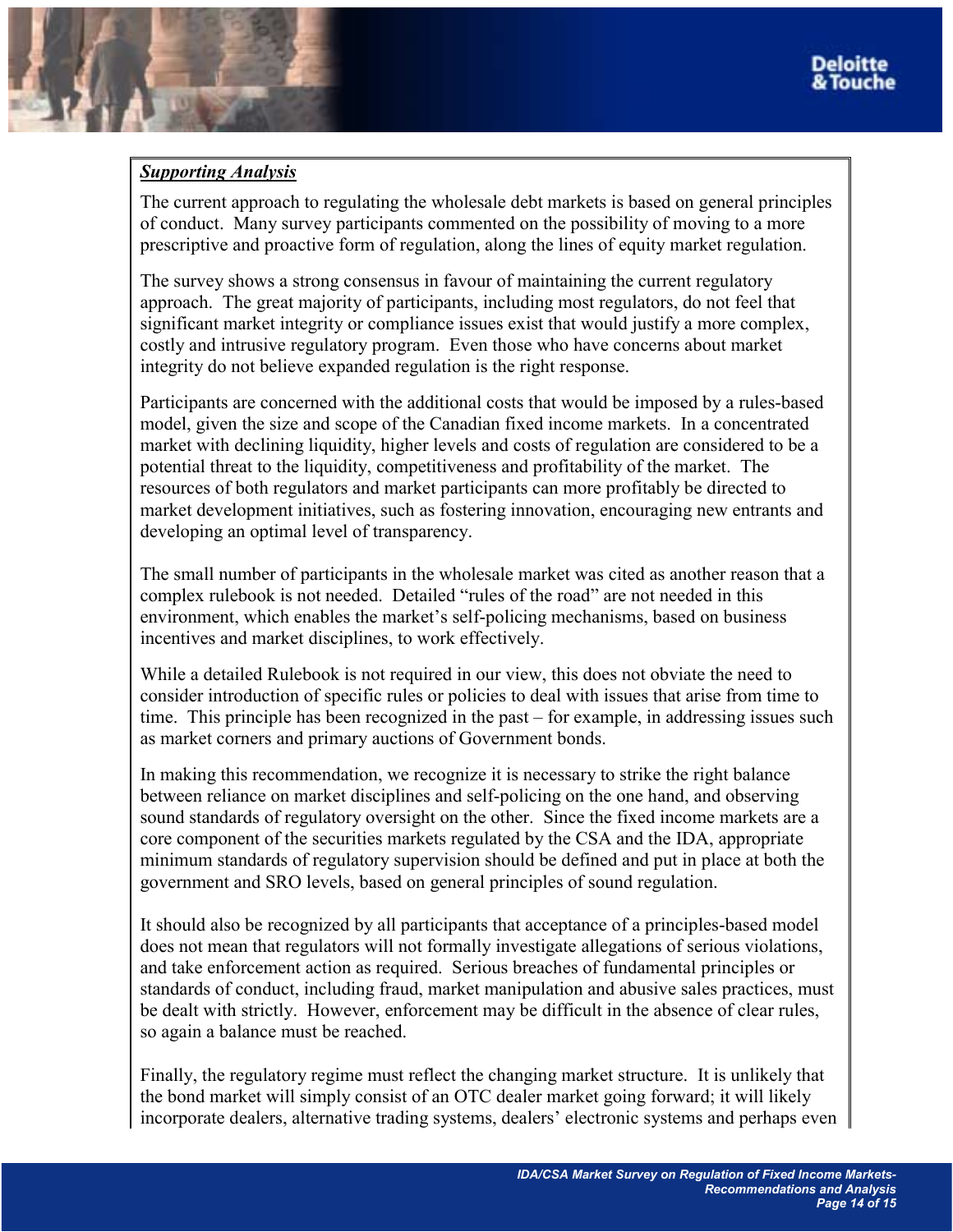***Supporting Analysis***

The current approach to regulating the wholesale debt markets is based on general principles of conduct. Many survey participants commented on the possibility of moving to a more prescriptive and proactive form of regulation, along the lines of equity market regulation.

The survey shows a strong consensus in favour of maintaining the current regulatory approach. The great majority of participants, including most regulators, do not feel that significant market integrity or compliance issues exist that would justify a more complex, costly and intrusive regulatory program. Even those who have concerns about market integrity do not believe expanded regulation is the right response.

Participants are concerned with the additional costs that would be imposed by a rules-based model, given the size and scope of the Canadian fixed income markets. In a concentrated market with declining liquidity, higher levels and costs of regulation are considered to be a potential threat to the liquidity, competitiveness and profitability of the market. The resources of both regulators and market participants can more profitably be directed to market development initiatives, such as fostering innovation, encouraging new entrants and developing an optimal level of transparency.

The small number of participants in the wholesale market was cited as another reason that a complex rulebook is not needed. Detailed "rules of the road" are not needed in this environment, which enables the market's self-policing mechanisms, based on business incentives and market disciplines, to work effectively.

While a detailed Rulebook is not required in our view, this does not obviate the need to consider introduction of specific rules or policies to deal with issues that arise from time to time. This principle has been recognized in the past – for example, in addressing issues such as market corners and primary auctions of Government bonds.

In making this recommendation, we recognize it is necessary to strike the right balance between reliance on market disciplines and self-policing on the one hand, and observing sound standards of regulatory oversight on the other. Since the fixed income markets are a core component of the securities markets regulated by the CSA and the IDA, appropriate minimum standards of regulatory supervision should be defined and put in place at both the government and SRO levels, based on general principles of sound regulation.

It should also be recognized by all participants that acceptance of a principles-based model does not mean that regulators will not formally investigate allegations of serious violations, and take enforcement action as required. Serious breaches of fundamental principles or standards of conduct, including fraud, market manipulation and abusive sales practices, must be dealt with strictly. However, enforcement may be difficult in the absence of clear rules, so again a balance must be reached.

Finally, the regulatory regime must reflect the changing market structure. It is unlikely that the bond market will simply consist of an OTC dealer market going forward; it will likely incorporate dealers, alternative trading systems, dealers' electronic systems and perhaps even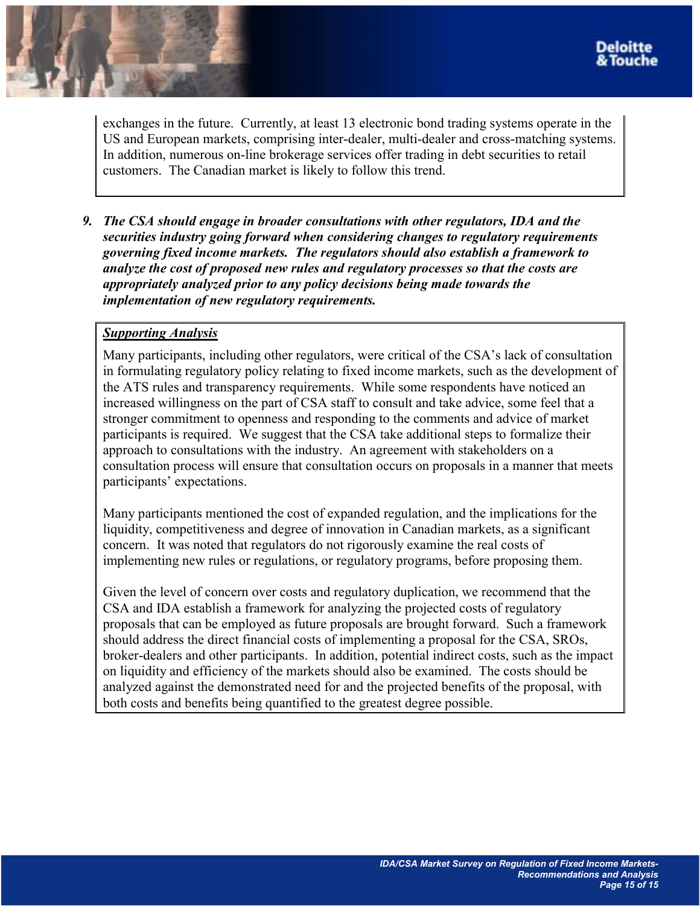exchanges in the future. Currently, at least 13 electronic bond trading systems operate in the US and European markets, comprising inter-dealer, multi-dealer and cross-matching systems. In addition, numerous on-line brokerage services offer trading in debt securities to retail customers. The Canadian market is likely to follow this trend.

9. ***The CSA should engage in broader consultations with other regulators, IDA and the securities industry going forward when considering changes to regulatory requirements governing fixed income markets. The regulators should also establish a framework to analyze the cost of proposed new rules and regulatory processes so that the costs are appropriately analyzed prior to any policy decisions being made towards the implementation of new regulatory requirements.***

***Supporting Analysis***

Many participants, including other regulators, were critical of the CSA's lack of consultation in formulating regulatory policy relating to fixed income markets, such as the development of the ATS rules and transparency requirements. While some respondents have noticed an increased willingness on the part of CSA staff to consult and take advice, some feel that a stronger commitment to openness and responding to the comments and advice of market participants is required. We suggest that the CSA take additional steps to formalize their approach to consultations with the industry. An agreement with stakeholders on a consultation process will ensure that consultation occurs on proposals in a manner that meets participants' expectations.

Many participants mentioned the cost of expanded regulation, and the implications for the liquidity, competitiveness and degree of innovation in Canadian markets, as a significant concern. It was noted that regulators do not rigorously examine the real costs of implementing new rules or regulations, or regulatory programs, before proposing them.

Given the level of concern over costs and regulatory duplication, we recommend that the CSA and IDA establish a framework for analyzing the projected costs of regulatory proposals that can be employed as future proposals are brought forward. Such a framework should address the direct financial costs of implementing a proposal for the CSA, SROs, broker-dealers and other participants. In addition, potential indirect costs, such as the impact on liquidity and efficiency of the markets should also be examined. The costs should be analyzed against the demonstrated need for and the projected benefits of the proposal, with both costs and benefits being quantified to the greatest degree possible.